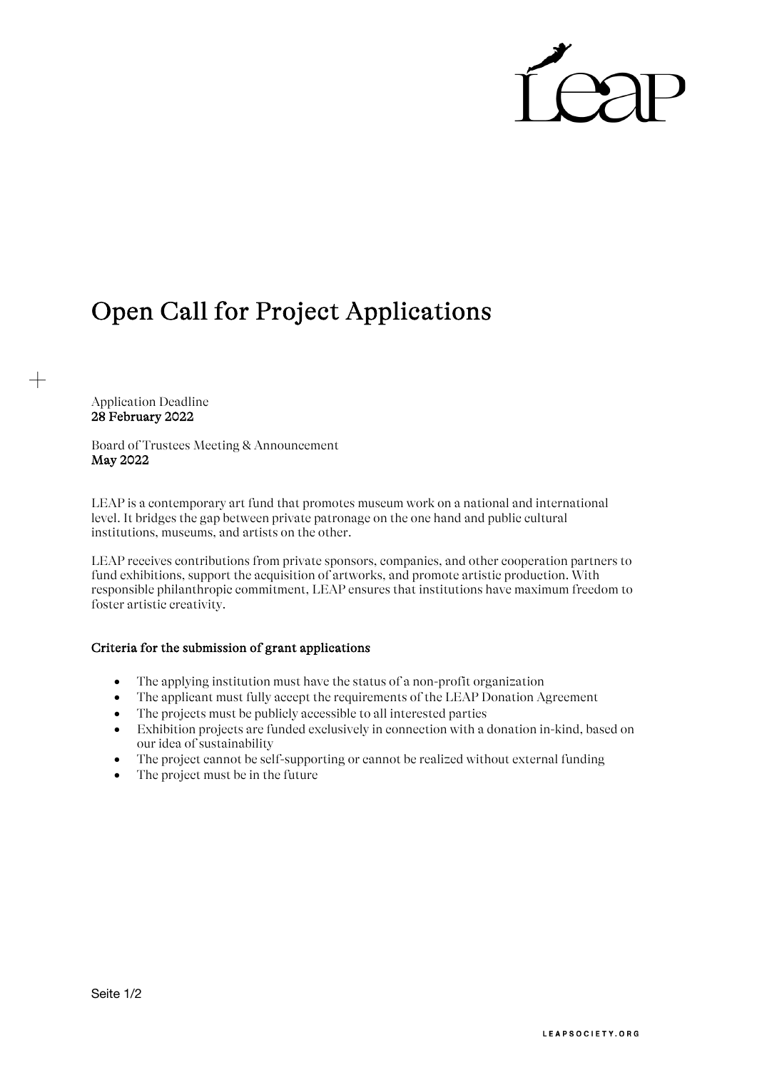# Open Call for Project Applications

Application Deadline
**28 February 2022**

Board of Trustees Meeting & Announcement
**May 2022**

LEAP is a contemporary art fund that promotes museum work on a national and international level. It bridges the gap between private patronage on the one hand and public cultural institutions, museums, and artists on the other.

LEAP receives contributions from private sponsors, companies, and other cooperation partners to fund exhibitions, support the acquisition of artworks, and promote artistic production. With responsible philanthropic commitment, LEAP ensures that institutions have maximum freedom to foster artistic creativity.

### Criteria for the submission of grant applications

- The applying institution must have the status of a non-profit organization
- The applicant must fully accept the requirements of the LEAP Donation Agreement
- The projects must be publicly accessible to all interested parties
- Exhibition projects are funded exclusively in connection with a donation in-kind, based on our idea of sustainability
- The project cannot be self-supporting or cannot be realized without external funding
- The project must be in the future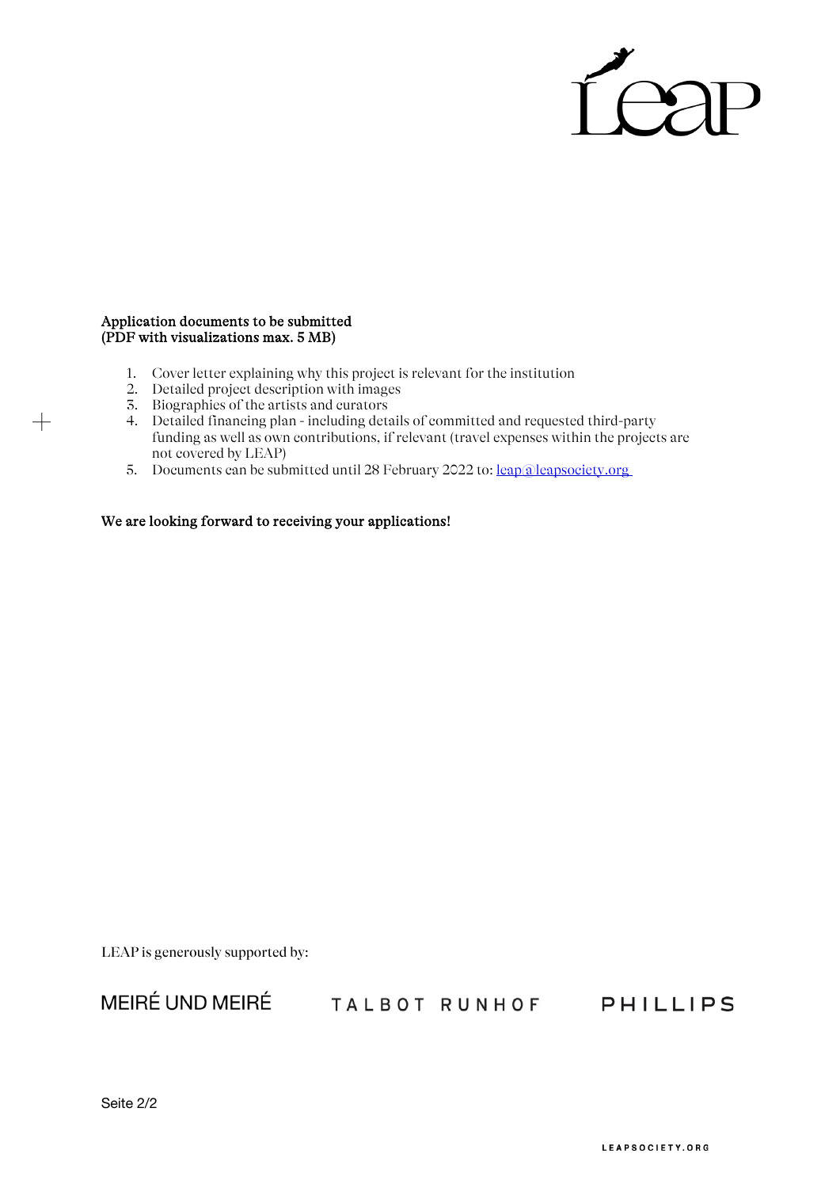**Application documents to be submitted**
**(PDF with visualizations max. 5 MB)**

1. Cover letter explaining why this project is relevant for the institution
2. Detailed project description with images
3. Biographies of the artists and curators
4. Detailed financing plan - including details of committed and requested third-party funding as well as own contributions, if relevant (travel expenses within the projects are not covered by LEAP)
5. Documents can be submitted until 28 February 2022 to: leap@leapsociety.org

**We are looking forward to receiving your applications!**

LEAP is generously supported by:

MEIRÉ UND MEIRÉ TALBOT RUNHOF PHILLIPS